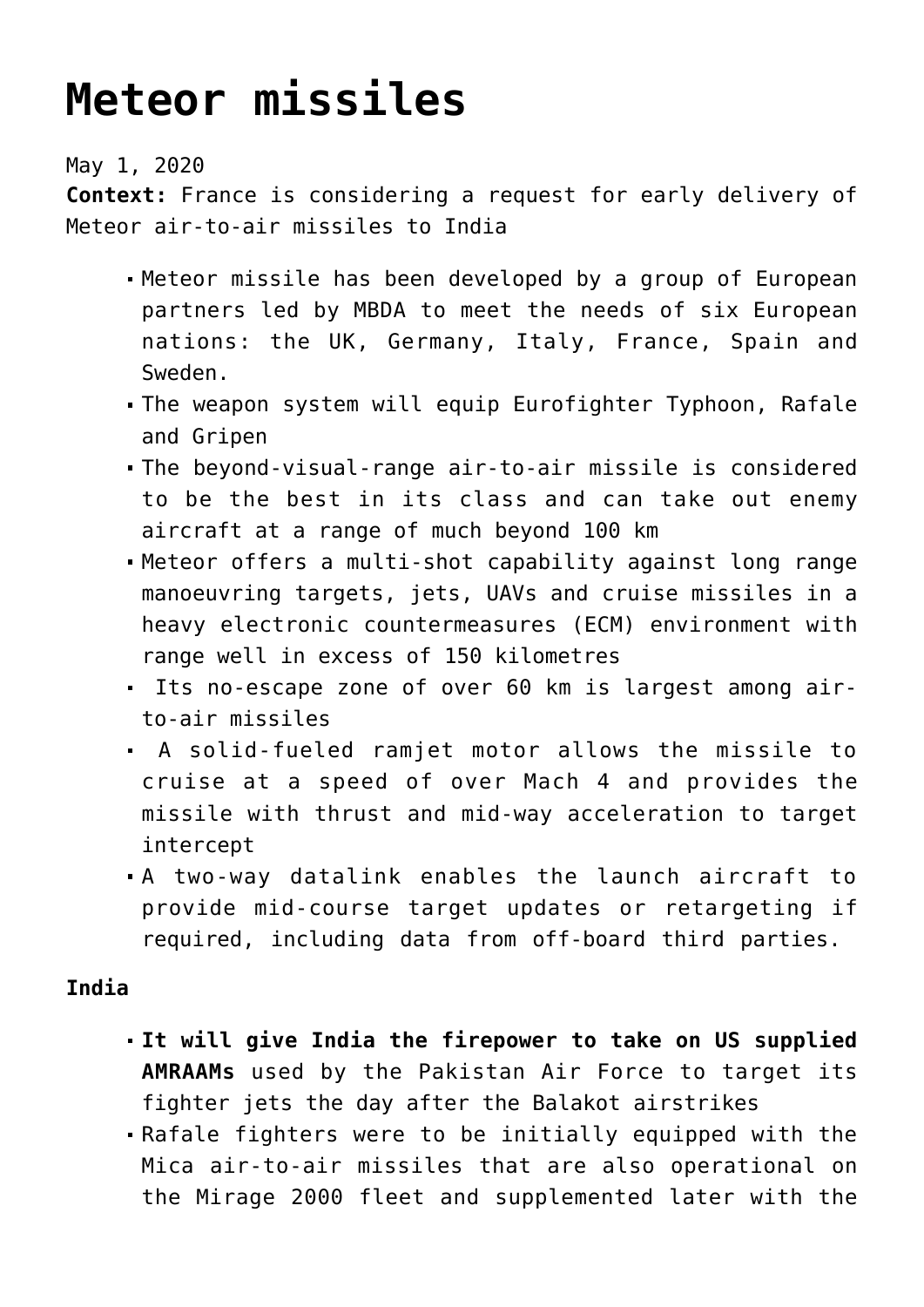# Meteor missiles

May 1, 2020

**Context:** France is considering a request for early delivery of Meteor air-to-air missiles to India

- Meteor missile has been developed by a group of European partners led by MBDA to meet the needs of six European nations: the UK, Germany, Italy, France, Spain and Sweden.
- The weapon system will equip Eurofighter Typhoon, Rafale and Gripen
- The beyond-visual-range air-to-air missile is considered to be the best in its class and can take out enemy aircraft at a range of much beyond 100 km
- Meteor offers a multi-shot capability against long range manoeuvring targets, jets, UAVs and cruise missiles in a heavy electronic countermeasures (ECM) environment with range well in excess of 150 kilometres
- Its no-escape zone of over 60 km is largest among air-to-air missiles
- A solid-fueled ramjet motor allows the missile to cruise at a speed of over Mach 4 and provides the missile with thrust and mid-way acceleration to target intercept
- A two-way datalink enables the launch aircraft to provide mid-course target updates or retargeting if required, including data from off-board third parties.

**India**

- **It will give India the firepower to take on US supplied AMRAAMs** used by the Pakistan Air Force to target its fighter jets the day after the Balakot airstrikes
- Rafale fighters were to be initially equipped with the Mica air-to-air missiles that are also operational on the Mirage 2000 fleet and supplemented later with the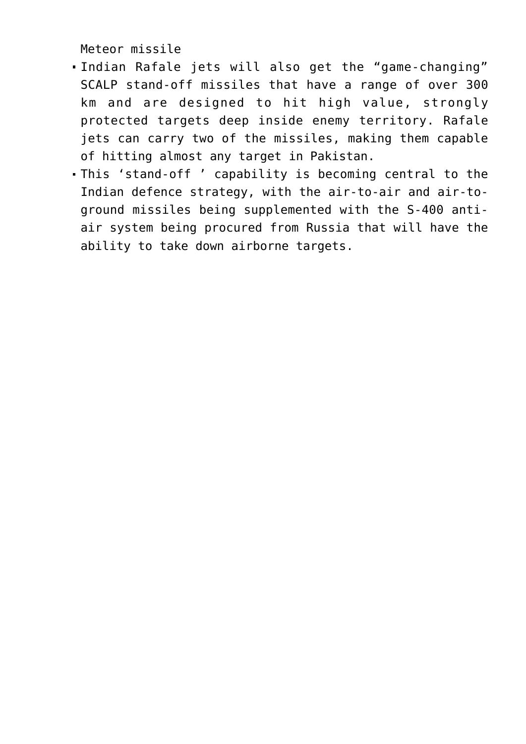Meteor missile

- Indian Rafale jets will also get the “game-changing” SCALP stand-off missiles that have a range of over 300 km and are designed to hit high value, strongly protected targets deep inside enemy territory. Rafale jets can carry two of the missiles, making them capable of hitting almost any target in Pakistan.
- This ‘stand-off ’ capability is becoming central to the Indian defence strategy, with the air-to-air and air-to-ground missiles being supplemented with the S-400 anti-air system being procured from Russia that will have the ability to take down airborne targets.